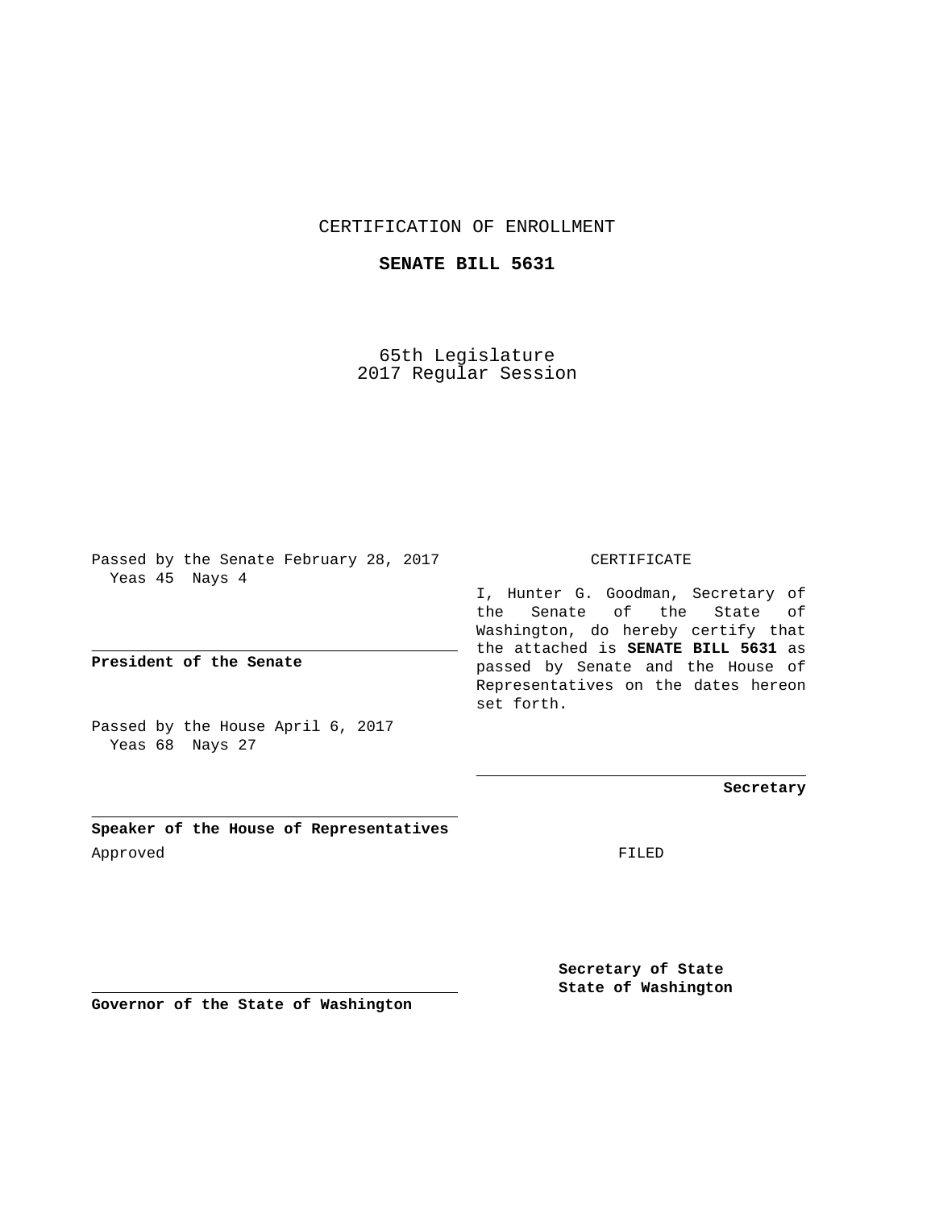CERTIFICATION OF ENROLLMENT

**SENATE BILL 5631**

65th Legislature
2017 Regular Session

Passed by the Senate February 28, 2017
Yeas 45 Nays 4

**President of the Senate**

Passed by the House April 6, 2017
Yeas 68 Nays 27

**Speaker of the House of Representatives**

Approved

**Governor of the State of Washington**

CERTIFICATE

I, Hunter G. Goodman, Secretary of the Senate of the State of Washington, do hereby certify that the attached is **SENATE BILL 5631** as passed by Senate and the House of Representatives on the dates hereon set forth.

**Secretary**

FILED

**Secretary of State**
**State of Washington**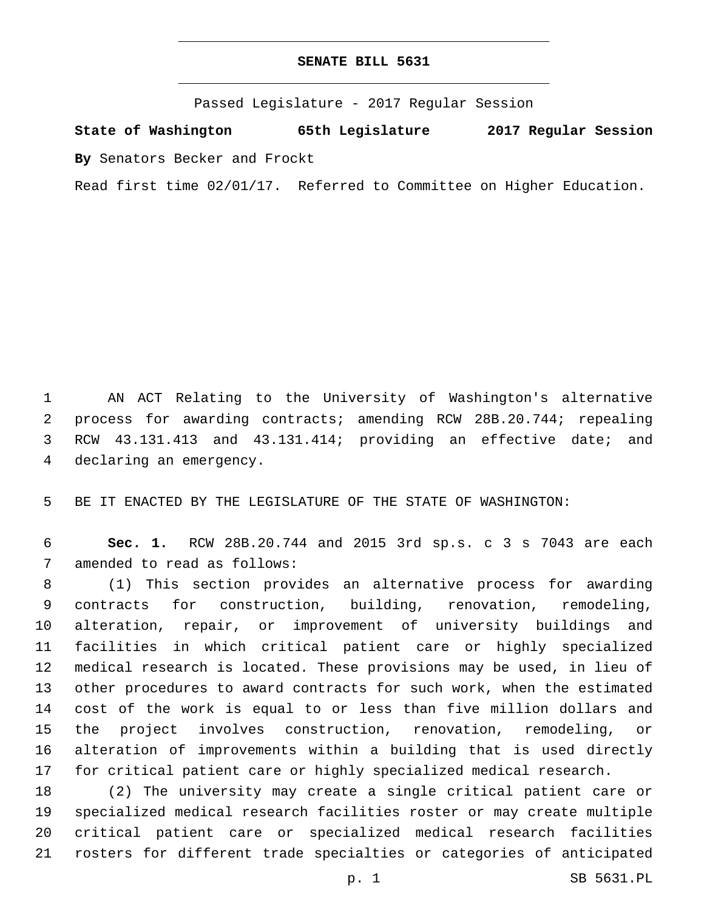# SENATE BILL 5631

Passed Legislature - 2017 Regular Session

**State of Washington 65th Legislature 2017 Regular Session**

**By** Senators Becker and Frockt

Read first time 02/01/17. Referred to Committee on Higher Education.

AN ACT Relating to the University of Washington's alternative process for awarding contracts; amending RCW 28B.20.744; repealing RCW 43.131.413 and 43.131.414; providing an effective date; and declaring an emergency.

BE IT ENACTED BY THE LEGISLATURE OF THE STATE OF WASHINGTON:

**Sec. 1.** RCW 28B.20.744 and 2015 3rd sp.s. c 3 s 7043 are each amended to read as follows:

(1) This section provides an alternative process for awarding contracts for construction, building, renovation, remodeling, alteration, repair, or improvement of university buildings and facilities in which critical patient care or highly specialized medical research is located. These provisions may be used, in lieu of other procedures to award contracts for such work, when the estimated cost of the work is equal to or less than five million dollars and the project involves construction, renovation, remodeling, or alteration of improvements within a building that is used directly for critical patient care or highly specialized medical research.

(2) The university may create a single critical patient care or specialized medical research facilities roster or may create multiple critical patient care or specialized medical research facilities rosters for different trade specialties or categories of anticipated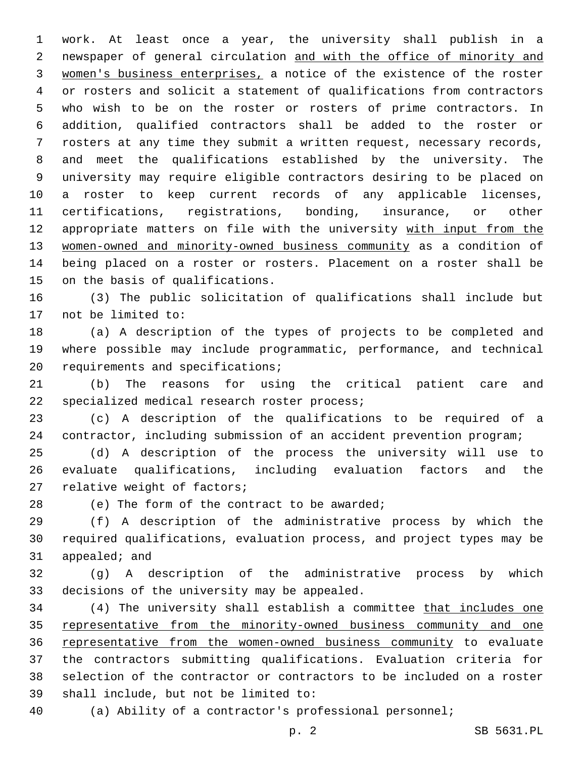work. At least once a year, the university shall publish in a newspaper of general circulation <u>and with the office of minority and women's business enterprises,</u> a notice of the existence of the roster or rosters and solicit a statement of qualifications from contractors who wish to be on the roster or rosters of prime contractors. In addition, qualified contractors shall be added to the roster or rosters at any time they submit a written request, necessary records, and meet the qualifications established by the university. The university may require eligible contractors desiring to be placed on a roster to keep current records of any applicable licenses, certifications, registrations, bonding, insurance, or other appropriate matters on file with the university <u>with input from the women-owned and minority-owned business community</u> as a condition of being placed on a roster or rosters. Placement on a roster shall be on the basis of qualifications.

(3) The public solicitation of qualifications shall include but not be limited to:

(a) A description of the types of projects to be completed and where possible may include programmatic, performance, and technical requirements and specifications;

(b) The reasons for using the critical patient care and specialized medical research roster process;

(c) A description of the qualifications to be required of a contractor, including submission of an accident prevention program;

(d) A description of the process the university will use to evaluate qualifications, including evaluation factors and the relative weight of factors;

(e) The form of the contract to be awarded;

(f) A description of the administrative process by which the required qualifications, evaluation process, and project types may be appealed; and

(g) A description of the administrative process by which decisions of the university may be appealed.

(4) The university shall establish a committee <u>that includes one representative from the minority-owned business community and one representative from the women-owned business community</u> to evaluate the contractors submitting qualifications. Evaluation criteria for selection of the contractor or contractors to be included on a roster shall include, but not be limited to:

(a) Ability of a contractor's professional personnel;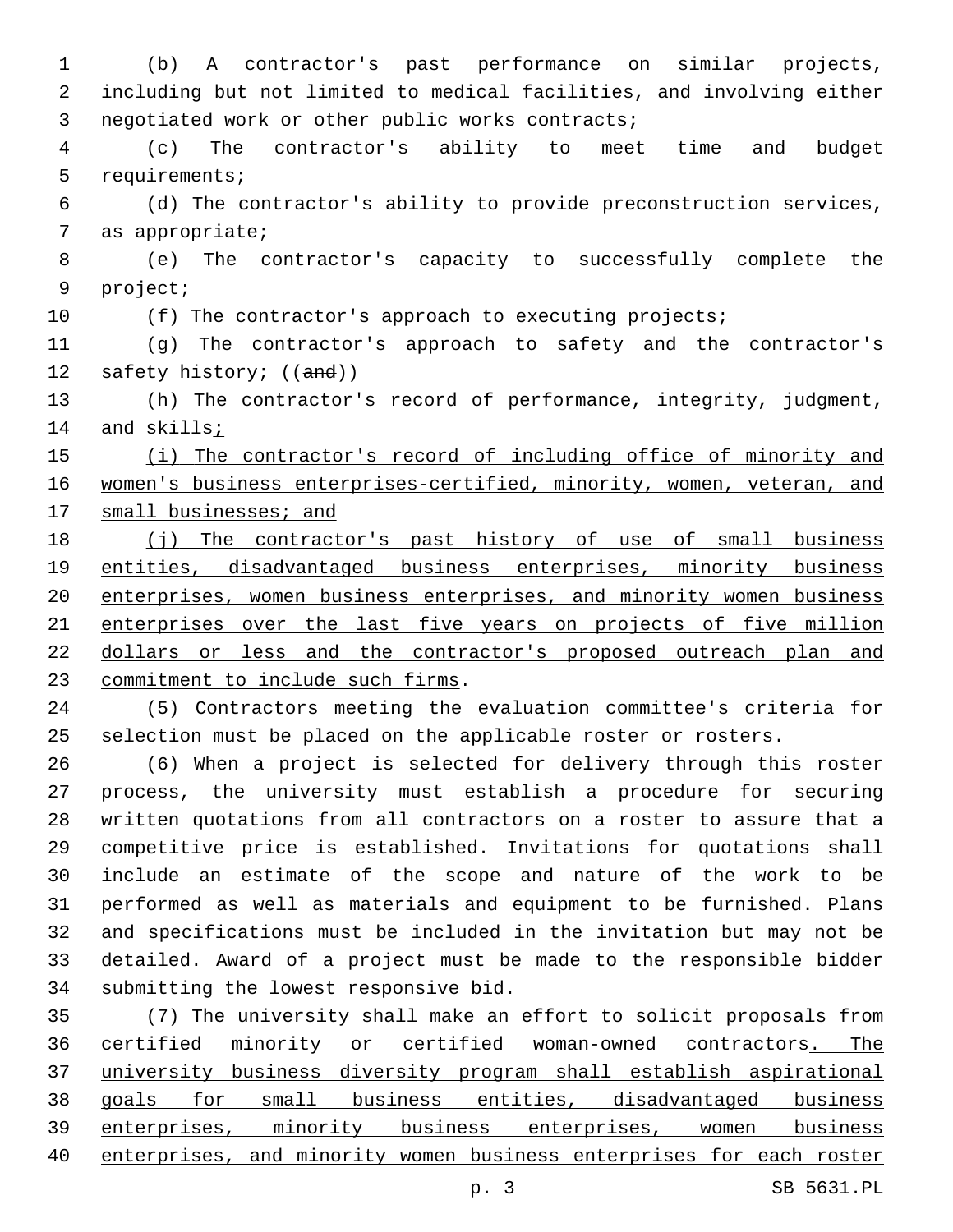(b) A contractor's past performance on similar projects, including but not limited to medical facilities, and involving either negotiated work or other public works contracts;

(c) The contractor's ability to meet time and budget requirements;

(d) The contractor's ability to provide preconstruction services, as appropriate;

(e) The contractor's capacity to successfully complete the project;

(f) The contractor's approach to executing projects;

(g) The contractor's approach to safety and the contractor's safety history; ((~~and~~))

(h) The contractor's record of performance, integrity, judgment, and skills<u>;</u>

<u>(i) The contractor's record of including office of minority and women's business enterprises-certified, minority, women, veteran, and small businesses; and</u>

<u>(j) The contractor's past history of use of small business entities, disadvantaged business enterprises, minority business enterprises, women business enterprises, and minority women business enterprises over the last five years on projects of five million dollars or less and the contractor's proposed outreach plan and commitment to include such firms</u>.

(5) Contractors meeting the evaluation committee's criteria for selection must be placed on the applicable roster or rosters.

(6) When a project is selected for delivery through this roster process, the university must establish a procedure for securing written quotations from all contractors on a roster to assure that a competitive price is established. Invitations for quotations shall include an estimate of the scope and nature of the work to be performed as well as materials and equipment to be furnished. Plans and specifications must be included in the invitation but may not be detailed. Award of a project must be made to the responsible bidder submitting the lowest responsive bid.

(7) The university shall make an effort to solicit proposals from certified minority or certified woman-owned contractors<u>. The university business diversity program shall establish aspirational goals for small business entities, disadvantaged business enterprises, minority business enterprises, women business enterprises, and minority women business enterprises for each roster</u>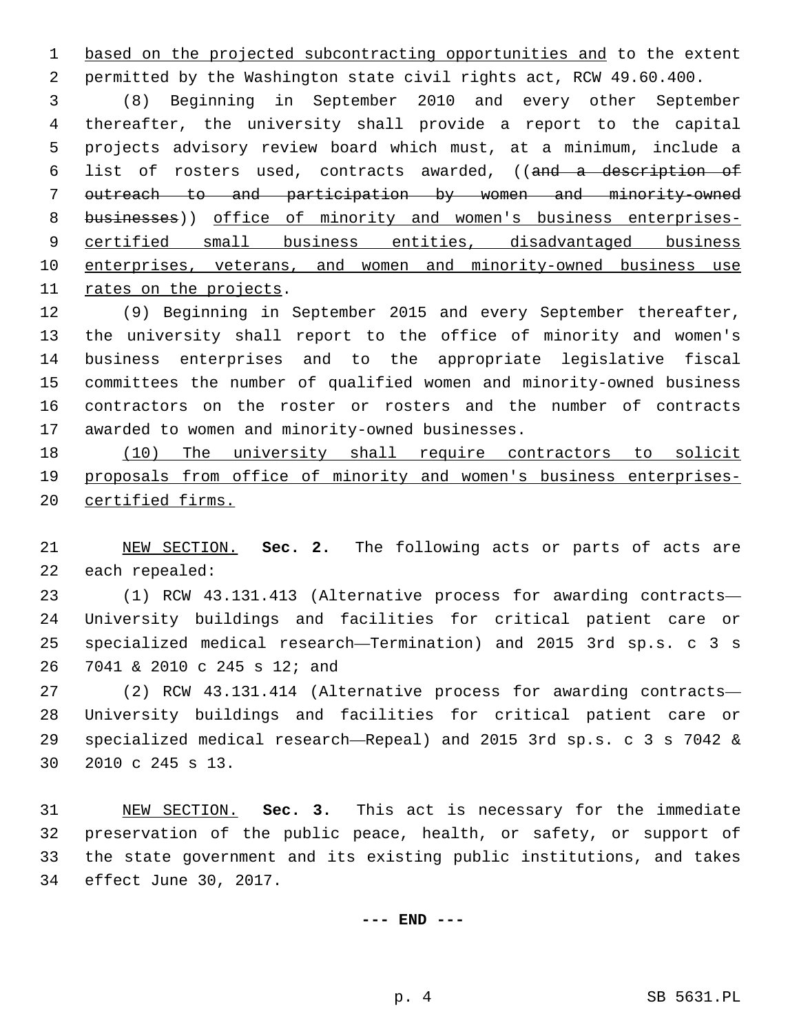based on the projected subcontracting opportunities and to the extent permitted by the Washington state civil rights act, RCW 49.60.400.

(8) Beginning in September 2010 and every other September thereafter, the university shall provide a report to the capital projects advisory review board which must, at a minimum, include a list of rosters used, contracts awarded, ((~~and a description of outreach to and participation by women and minority-owned businesses~~)) office of minority and women's business enterprises-certified small business entities, disadvantaged business enterprises, veterans, and women and minority-owned business use rates on the projects.

(9) Beginning in September 2015 and every September thereafter, the university shall report to the office of minority and women's business enterprises and to the appropriate legislative fiscal committees the number of qualified women and minority-owned business contractors on the roster or rosters and the number of contracts awarded to women and minority-owned businesses.

(10) The university shall require contractors to solicit proposals from office of minority and women's business enterprises-certified firms.

NEW SECTION. **Sec. 2.** The following acts or parts of acts are each repealed:

(1) RCW 43.131.413 (Alternative process for awarding contracts—University buildings and facilities for critical patient care or specialized medical research—Termination) and 2015 3rd sp.s. c 3 s 7041 & 2010 c 245 s 12; and

(2) RCW 43.131.414 (Alternative process for awarding contracts—University buildings and facilities for critical patient care or specialized medical research—Repeal) and 2015 3rd sp.s. c 3 s 7042 & 2010 c 245 s 13.

NEW SECTION. **Sec. 3.** This act is necessary for the immediate preservation of the public peace, health, or safety, or support of the state government and its existing public institutions, and takes effect June 30, 2017.

**--- END ---**